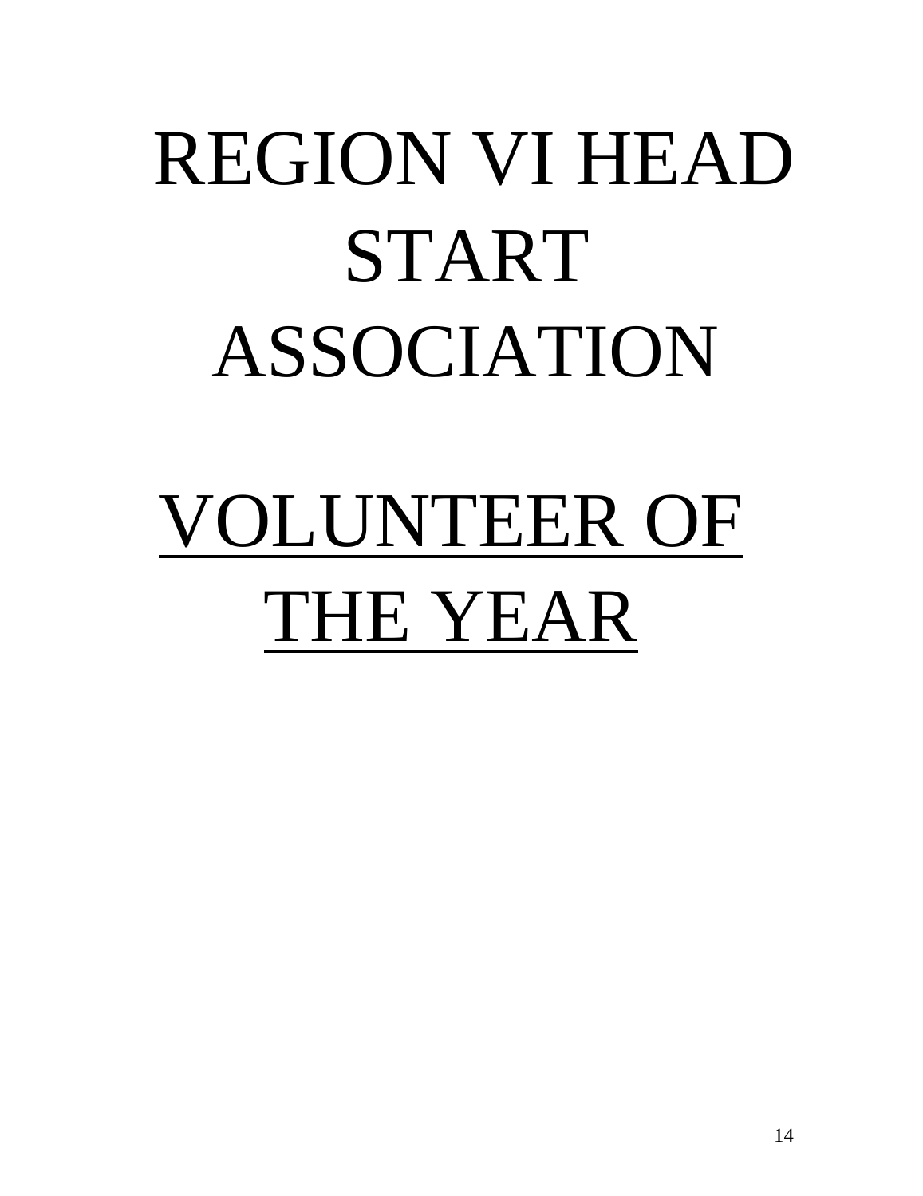# REGION VI HEAD START ASSOCIATION

# VOLUNTEER OF THE YEAR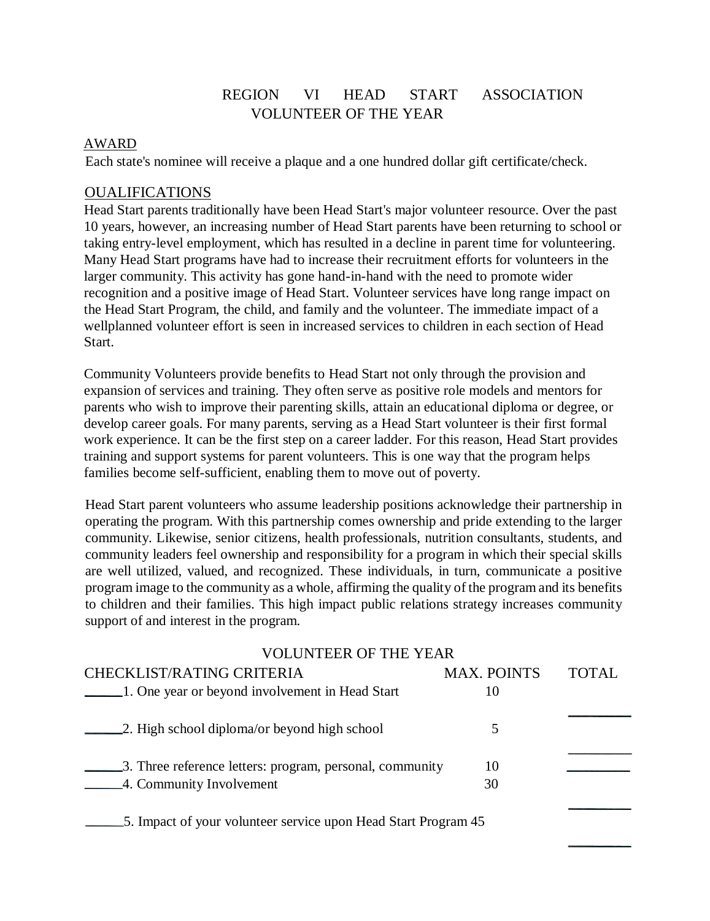# REGION VI HEAD START ASSOCIATION
## VOLUNTEER OF THE YEAR

AWARD

Each state's nominee will receive a plaque and a one hundred dollar gift certificate/check.

OUALIFICATIONS

Head Start parents traditionally have been Head Start's major volunteer resource. Over the past 10 years, however, an increasing number of Head Start parents have been returning to school or taking entry-level employment, which has resulted in a decline in parent time for volunteering. Many Head Start programs have had to increase their recruitment efforts for volunteers in the larger community. This activity has gone hand-in-hand with the need to promote wider recognition and a positive image of Head Start. Volunteer services have long range impact on the Head Start Program, the child, and family and the volunteer. The immediate impact of a wellplanned volunteer effort is seen in increased services to children in each section of Head Start.

Community Volunteers provide benefits to Head Start not only through the provision and expansion of services and training. They often serve as positive role models and mentors for parents who wish to improve their parenting skills, attain an educational diploma or degree, or develop career goals. For many parents, serving as a Head Start volunteer is their first formal work experience. It can be the first step on a career ladder. For this reason, Head Start provides training and support systems for parent volunteers. This is one way that the program helps families become self-sufficient, enabling them to move out of poverty.

Head Start parent volunteers who assume leadership positions acknowledge their partnership in operating the program. With this partnership comes ownership and pride extending to the larger community. Likewise, senior citizens, health professionals, nutrition consultants, students, and community leaders feel ownership and responsibility for a program in which their special skills are well utilized, valued, and recognized. These individuals, in turn, communicate a positive program image to the community as a whole, affirming the quality of the program and its benefits to children and their families. This high impact public relations strategy increases community support of and interest in the program.

VOLUNTEER OF THE YEAR

| CHECKLIST/RATING CRITERIA | MAX. POINTS | TOTAL |
|---|---|---|
| _____1. One year or beyond involvement in Head Start | 10 | _________ |
| _____2. High school diploma/or beyond high school | 5 | _________ |
| _____3. Three reference letters: program, personal, community | 10 | _________ |
| _____4. Community Involvement | 30 | _________ |
| _____5. Impact of your volunteer service upon Head Start Program | 45 | _________ |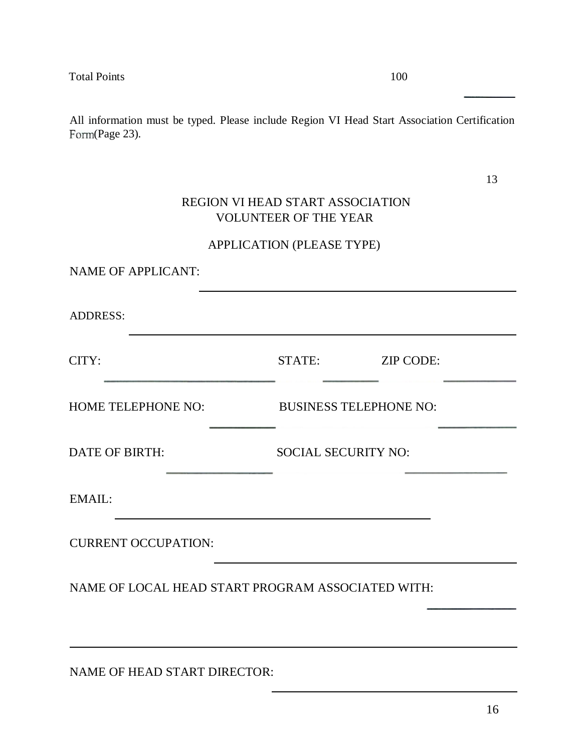Total Points 100 ________

All information must be typed. Please include Region VI Head Start Association Certification Form(Page 23).

# REGION VI HEAD START ASSOCIATION
## VOLUNTEER OF THE YEAR

### APPLICATION (PLEASE TYPE)

NAME OF APPLICANT: ____________________________________________

ADDRESS: ____________________________________________________

CITY: ______________________ STATE: ________ ZIP CODE: __________

HOME TELEPHONE NO: __________ BUSINESS TELEPHONE NO: __________

DATE OF BIRTH: ______________ SOCIAL SECURITY NO: ______________

EMAIL: ____________________________________________

CURRENT OCCUPATION: ____________________________________________

NAME OF LOCAL HEAD START PROGRAM ASSOCIATED WITH: ____________

________________________________________________________________

NAME OF HEAD START DIRECTOR: ____________________________________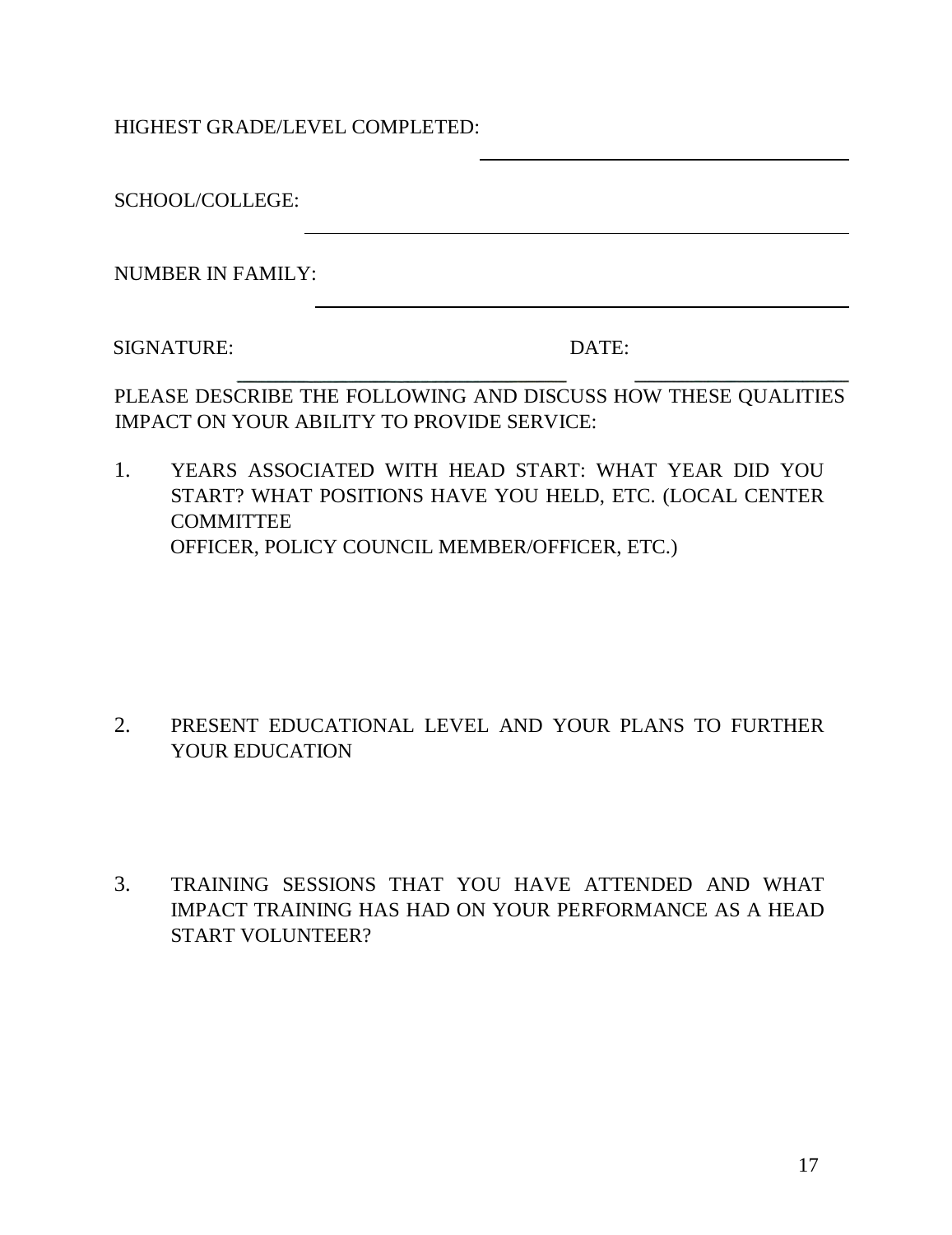HIGHEST GRADE/LEVEL COMPLETED: ______________________________

SCHOOL/COLLEGE: ______________________________

NUMBER IN FAMILY: ______________________________

SIGNATURE: ______________________________ DATE: ____________________

PLEASE DESCRIBE THE FOLLOWING AND DISCUSS HOW THESE QUALITIES IMPACT ON YOUR ABILITY TO PROVIDE SERVICE:

1. YEARS ASSOCIATED WITH HEAD START: WHAT YEAR DID YOU START? WHAT POSITIONS HAVE YOU HELD, ETC. (LOCAL CENTER COMMITTEE OFFICER, POLICY COUNCIL MEMBER/OFFICER, ETC.)

2. PRESENT EDUCATIONAL LEVEL AND YOUR PLANS TO FURTHER YOUR EDUCATION

3. TRAINING SESSIONS THAT YOU HAVE ATTENDED AND WHAT IMPACT TRAINING HAS HAD ON YOUR PERFORMANCE AS A HEAD START VOLUNTEER?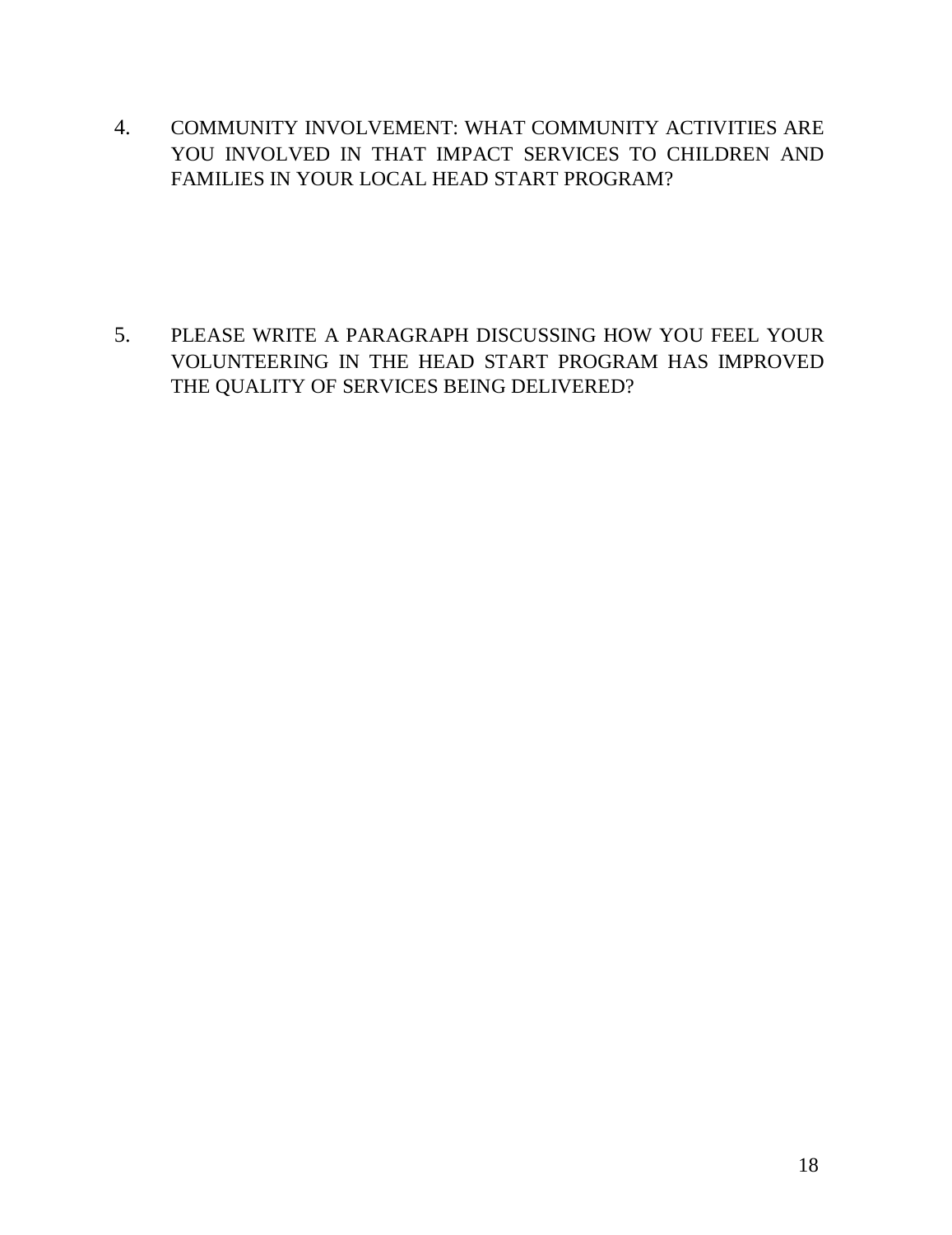4. COMMUNITY INVOLVEMENT: WHAT COMMUNITY ACTIVITIES ARE YOU INVOLVED IN THAT IMPACT SERVICES TO CHILDREN AND FAMILIES IN YOUR LOCAL HEAD START PROGRAM?

5. PLEASE WRITE A PARAGRAPH DISCUSSING HOW YOU FEEL YOUR VOLUNTEERING IN THE HEAD START PROGRAM HAS IMPROVED THE QUALITY OF SERVICES BEING DELIVERED?